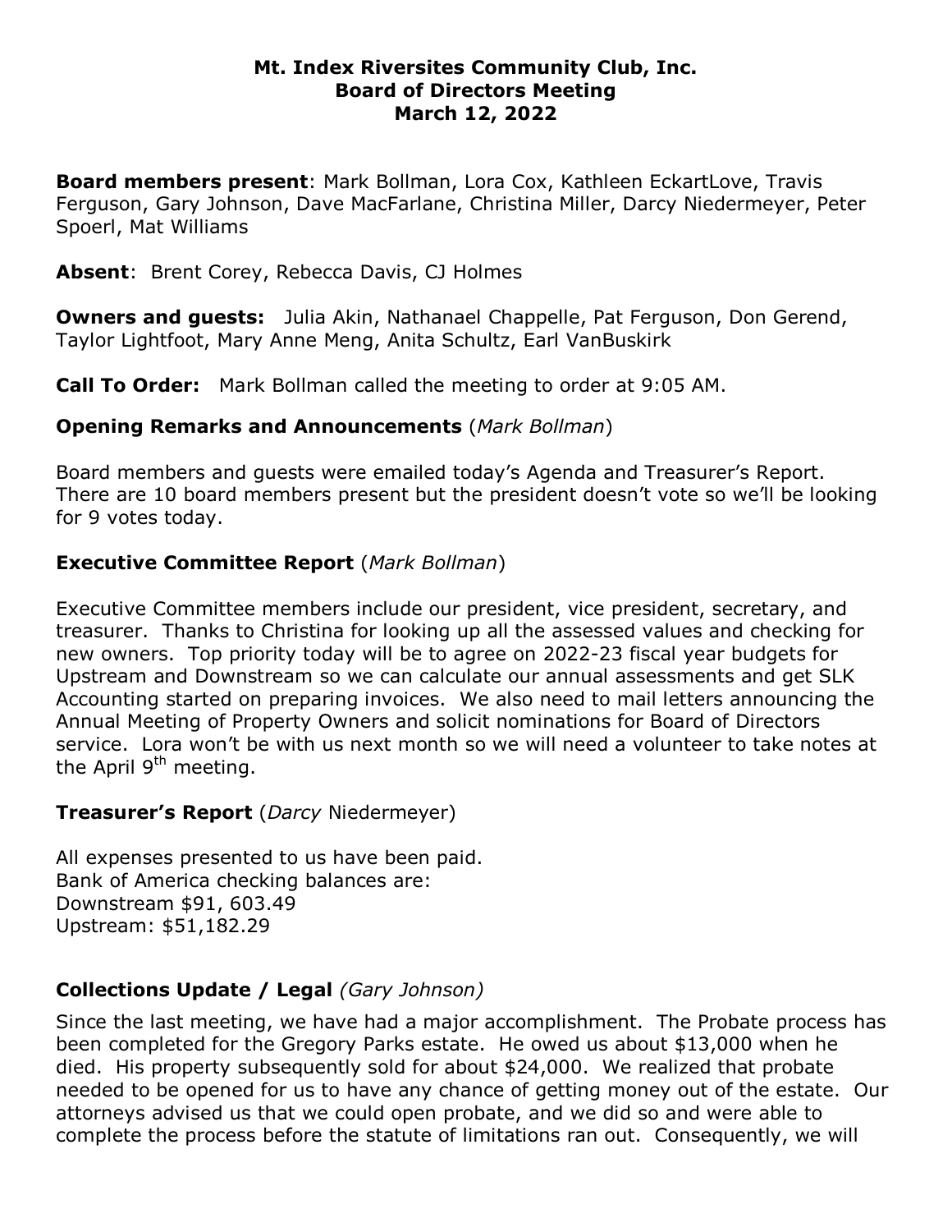# Mt. Index Riversites Community Club, Inc.
## Board of Directors Meeting
## March 12, 2022

**Board members present**: Mark Bollman, Lora Cox, Kathleen EckartLove, Travis Ferguson, Gary Johnson, Dave MacFarlane, Christina Miller, Darcy Niedermeyer, Peter Spoerl, Mat Williams

**Absent**: Brent Corey, Rebecca Davis, CJ Holmes

**Owners and guests:** Julia Akin, Nathanael Chappelle, Pat Ferguson, Don Gerend, Taylor Lightfoot, Mary Anne Meng, Anita Schultz, Earl VanBuskirk

**Call To Order:** Mark Bollman called the meeting to order at 9:05 AM.

### Opening Remarks and Announcements (*Mark Bollman*)

Board members and guests were emailed today's Agenda and Treasurer's Report. There are 10 board members present but the president doesn't vote so we'll be looking for 9 votes today.

### Executive Committee Report (*Mark Bollman*)

Executive Committee members include our president, vice president, secretary, and treasurer. Thanks to Christina for looking up all the assessed values and checking for new owners. Top priority today will be to agree on 2022-23 fiscal year budgets for Upstream and Downstream so we can calculate our annual assessments and get SLK Accounting started on preparing invoices. We also need to mail letters announcing the Annual Meeting of Property Owners and solicit nominations for Board of Directors service. Lora won't be with us next month so we will need a volunteer to take notes at the April 9th meeting.

### Treasurer's Report (*Darcy* Niedermeyer)

All expenses presented to us have been paid.
Bank of America checking balances are:
Downstream $91, 603.49
Upstream: $51,182.29

### Collections Update / Legal *(Gary Johnson)*

Since the last meeting, we have had a major accomplishment. The Probate process has been completed for the Gregory Parks estate. He owed us about $13,000 when he died. His property subsequently sold for about $24,000. We realized that probate needed to be opened for us to have any chance of getting money out of the estate. Our attorneys advised us that we could open probate, and we did so and were able to complete the process before the statute of limitations ran out. Consequently, we will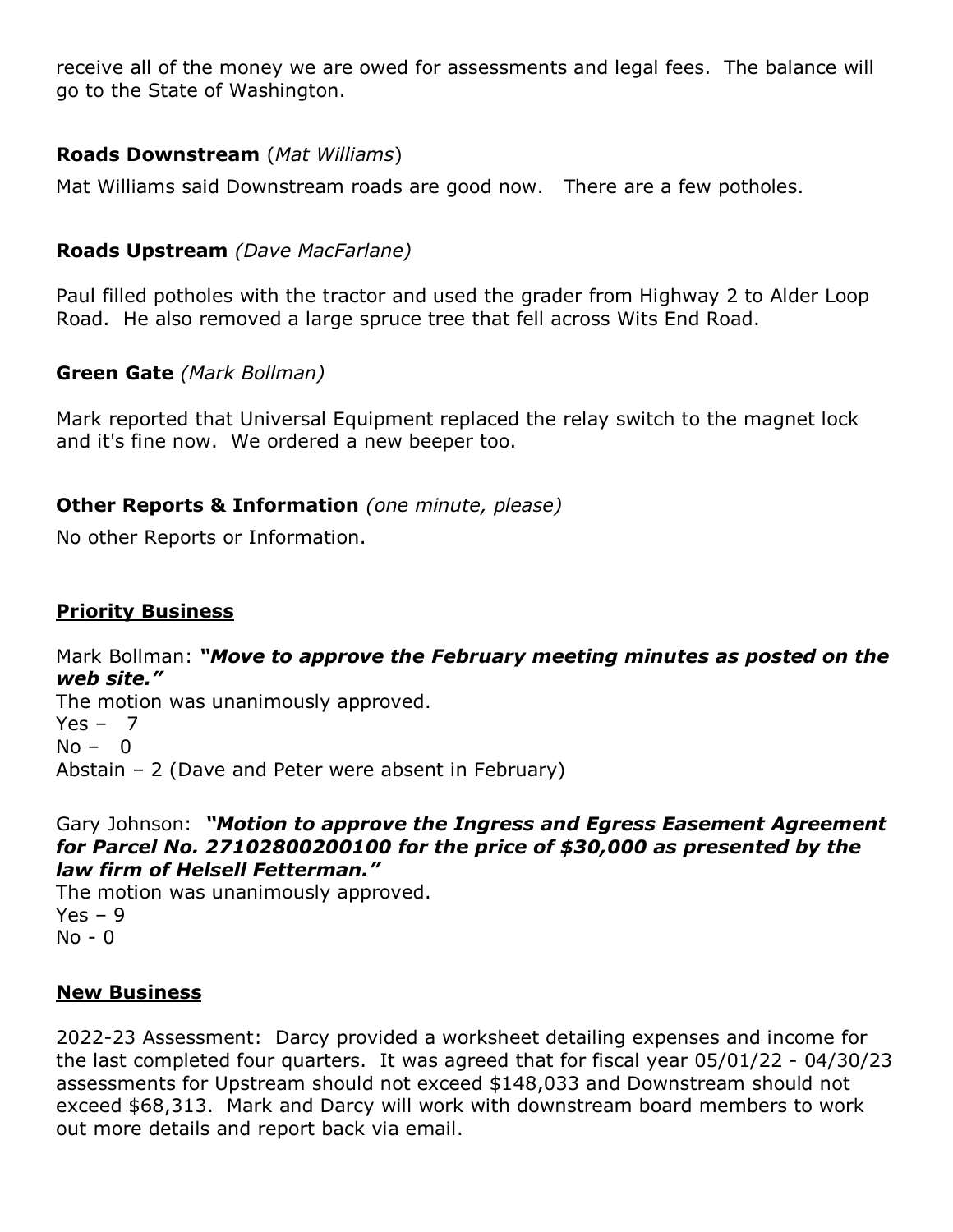receive all of the money we are owed for assessments and legal fees. The balance will go to the State of Washington.

**Roads Downstream** (*Mat Williams*)

Mat Williams said Downstream roads are good now. There are a few potholes.

**Roads Upstream** *(Dave MacFarlane)*

Paul filled potholes with the tractor and used the grader from Highway 2 to Alder Loop Road. He also removed a large spruce tree that fell across Wits End Road.

**Green Gate** *(Mark Bollman)*

Mark reported that Universal Equipment replaced the relay switch to the magnet lock and it's fine now. We ordered a new beeper too.

**Other Reports & Information** *(one minute, please)*

No other Reports or Information.

## Priority Business

Mark Bollman: ***"Move to approve the February meeting minutes as posted on the web site."***
The motion was unanimously approved.
Yes – 7
No – 0
Abstain – 2 (Dave and Peter were absent in February)

Gary Johnson: ***"Motion to approve the Ingress and Egress Easement Agreement for Parcel No. 27102800200100 for the price of $30,000 as presented by the law firm of Helsell Fetterman."***
The motion was unanimously approved.
Yes – 9
No - 0

## New Business

2022-23 Assessment: Darcy provided a worksheet detailing expenses and income for the last completed four quarters. It was agreed that for fiscal year 05/01/22 - 04/30/23 assessments for Upstream should not exceed $148,033 and Downstream should not exceed $68,313. Mark and Darcy will work with downstream board members to work out more details and report back via email.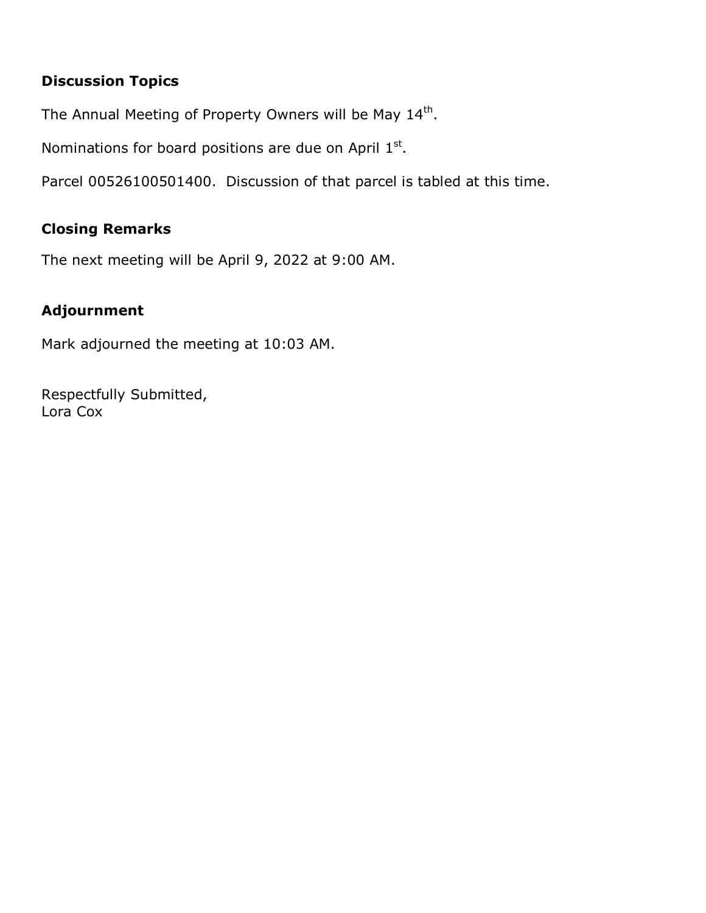### Discussion Topics

The Annual Meeting of Property Owners will be May 14th.

Nominations for board positions are due on April 1st.

Parcel 00526100501400. Discussion of that parcel is tabled at this time.

### Closing Remarks

The next meeting will be April 9, 2022 at 9:00 AM.

### Adjournment

Mark adjourned the meeting at 10:03 AM.

Respectfully Submitted,
Lora Cox